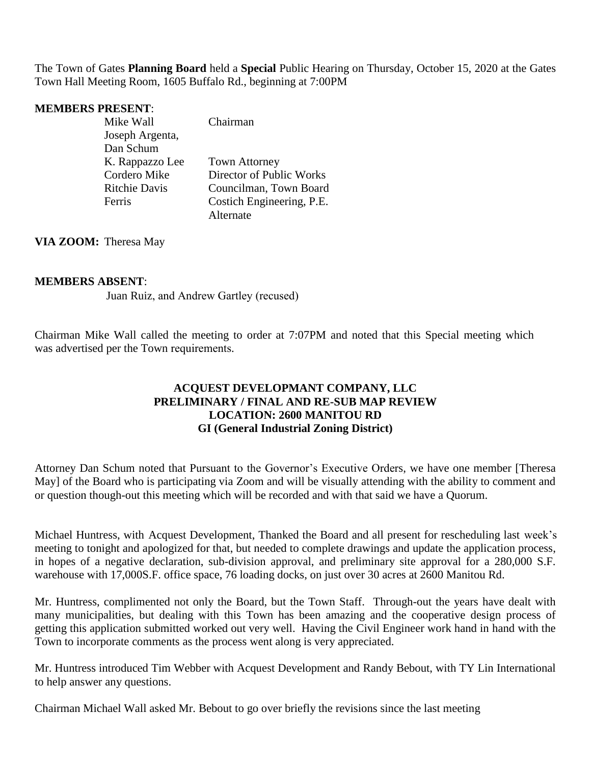The Town of Gates **Planning Board** held a **Special** Public Hearing on Thursday, October 15, 2020 at the Gates Town Hall Meeting Room, 1605 Buffalo Rd., beginning at 7:00PM

**MEMBERS PRESENT**:

| | |
|---|---|
| Mike Wall | Chairman |
| Joseph Argenta, | |
| Dan Schum | |
| K. Rappazzo Lee | Town Attorney |
| Cordero Mike | Director of Public Works |
| Ritchie Davis | Councilman, Town Board |
| Ferris | Costich Engineering, P.E. |
| | Alternate |

**VIA ZOOM:** Theresa May

**MEMBERS ABSENT**:

Juan Ruiz, and Andrew Gartley (recused)

Chairman Mike Wall called the meeting to order at 7:07PM and noted that this Special meeting which was advertised per the Town requirements.

**ACQUEST DEVELOPMANT COMPANY, LLC**
**PRELIMINARY / FINAL AND RE-SUB MAP REVIEW**
**LOCATION: 2600 MANITOU RD**
**GI (General Industrial Zoning District)**

Attorney Dan Schum noted that Pursuant to the Governor's Executive Orders, we have one member [Theresa May] of the Board who is participating via Zoom and will be visually attending with the ability to comment and or question though-out this meeting which will be recorded and with that said we have a Quorum.

Michael Huntress, with Acquest Development, Thanked the Board and all present for rescheduling last week's meeting to tonight and apologized for that, but needed to complete drawings and update the application process, in hopes of a negative declaration, sub-division approval, and preliminary site approval for a 280,000 S.F. warehouse with 17,000S.F. office space, 76 loading docks, on just over 30 acres at 2600 Manitou Rd.

Mr. Huntress, complimented not only the Board, but the Town Staff. Through-out the years have dealt with many municipalities, but dealing with this Town has been amazing and the cooperative design process of getting this application submitted worked out very well. Having the Civil Engineer work hand in hand with the Town to incorporate comments as the process went along is very appreciated.

Mr. Huntress introduced Tim Webber with Acquest Development and Randy Bebout, with TY Lin International to help answer any questions.

Chairman Michael Wall asked Mr. Bebout to go over briefly the revisions since the last meeting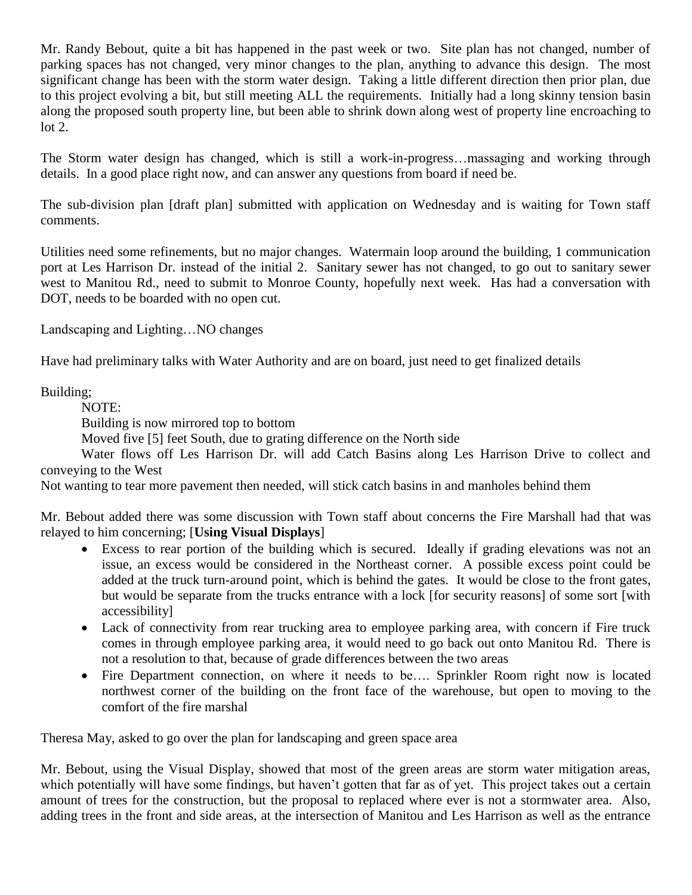Mr. Randy Bebout, quite a bit has happened in the past week or two. Site plan has not changed, number of parking spaces has not changed, very minor changes to the plan, anything to advance this design. The most significant change has been with the storm water design. Taking a little different direction then prior plan, due to this project evolving a bit, but still meeting ALL the requirements. Initially had a long skinny tension basin along the proposed south property line, but been able to shrink down along west of property line encroaching to lot 2.

The Storm water design has changed, which is still a work-in-progress…massaging and working through details. In a good place right now, and can answer any questions from board if need be.

The sub-division plan [draft plan] submitted with application on Wednesday and is waiting for Town staff comments.

Utilities need some refinements, but no major changes. Watermain loop around the building, 1 communication port at Les Harrison Dr. instead of the initial 2. Sanitary sewer has not changed, to go out to sanitary sewer west to Manitou Rd., need to submit to Monroe County, hopefully next week. Has had a conversation with DOT, needs to be boarded with no open cut.

Landscaping and Lighting…NO changes

Have had preliminary talks with Water Authority and are on board, just need to get finalized details

Building;

NOTE:

Building is now mirrored top to bottom

Moved five [5] feet South, due to grating difference on the North side

Water flows off Les Harrison Dr. will add Catch Basins along Les Harrison Drive to collect and conveying to the West

Not wanting to tear more pavement then needed, will stick catch basins in and manholes behind them

Mr. Bebout added there was some discussion with Town staff about concerns the Fire Marshall had that was relayed to him concerning; [**Using Visual Displays**]

- Excess to rear portion of the building which is secured. Ideally if grading elevations was not an issue, an excess would be considered in the Northeast corner. A possible excess point could be added at the truck turn-around point, which is behind the gates. It would be close to the front gates, but would be separate from the trucks entrance with a lock [for security reasons] of some sort [with accessibility]
- Lack of connectivity from rear trucking area to employee parking area, with concern if Fire truck comes in through employee parking area, it would need to go back out onto Manitou Rd. There is not a resolution to that, because of grade differences between the two areas
- Fire Department connection, on where it needs to be…. Sprinkler Room right now is located northwest corner of the building on the front face of the warehouse, but open to moving to the comfort of the fire marshal

Theresa May, asked to go over the plan for landscaping and green space area

Mr. Bebout, using the Visual Display, showed that most of the green areas are storm water mitigation areas, which potentially will have some findings, but haven't gotten that far as of yet. This project takes out a certain amount of trees for the construction, but the proposal to replaced where ever is not a stormwater area. Also, adding trees in the front and side areas, at the intersection of Manitou and Les Harrison as well as the entrance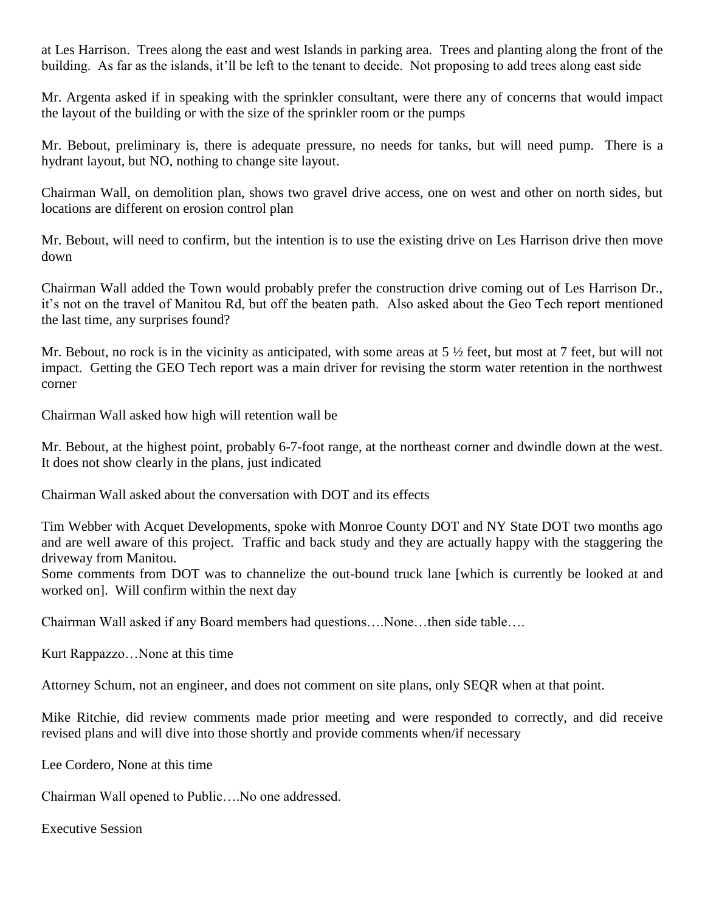at Les Harrison. Trees along the east and west Islands in parking area. Trees and planting along the front of the building. As far as the islands, it'll be left to the tenant to decide. Not proposing to add trees along east side

Mr. Argenta asked if in speaking with the sprinkler consultant, were there any of concerns that would impact the layout of the building or with the size of the sprinkler room or the pumps

Mr. Bebout, preliminary is, there is adequate pressure, no needs for tanks, but will need pump. There is a hydrant layout, but NO, nothing to change site layout.

Chairman Wall, on demolition plan, shows two gravel drive access, one on west and other on north sides, but locations are different on erosion control plan

Mr. Bebout, will need to confirm, but the intention is to use the existing drive on Les Harrison drive then move down

Chairman Wall added the Town would probably prefer the construction drive coming out of Les Harrison Dr., it's not on the travel of Manitou Rd, but off the beaten path. Also asked about the Geo Tech report mentioned the last time, any surprises found?

Mr. Bebout, no rock is in the vicinity as anticipated, with some areas at 5 ½ feet, but most at 7 feet, but will not impact. Getting the GEO Tech report was a main driver for revising the storm water retention in the northwest corner

Chairman Wall asked how high will retention wall be

Mr. Bebout, at the highest point, probably 6-7-foot range, at the northeast corner and dwindle down at the west. It does not show clearly in the plans, just indicated

Chairman Wall asked about the conversation with DOT and its effects

Tim Webber with Acquet Developments, spoke with Monroe County DOT and NY State DOT two months ago and are well aware of this project. Traffic and back study and they are actually happy with the staggering the driveway from Manitou.
Some comments from DOT was to channelize the out-bound truck lane [which is currently be looked at and worked on]. Will confirm within the next day

Chairman Wall asked if any Board members had questions….None…then side table….

Kurt Rappazzo…None at this time

Attorney Schum, not an engineer, and does not comment on site plans, only SEQR when at that point.

Mike Ritchie, did review comments made prior meeting and were responded to correctly, and did receive revised plans and will dive into those shortly and provide comments when/if necessary

Lee Cordero, None at this time

Chairman Wall opened to Public….No one addressed.

Executive Session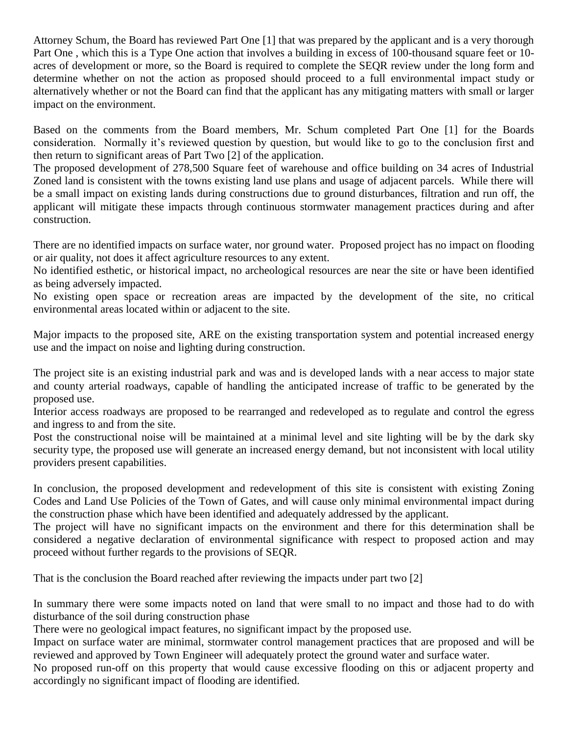Attorney Schum, the Board has reviewed Part One [1] that was prepared by the applicant and is a very thorough Part One , which this is a Type One action that involves a building in excess of 100-thousand square feet or 10-acres of development or more, so the Board is required to complete the SEQR review under the long form and determine whether on not the action as proposed should proceed to a full environmental impact study or alternatively whether or not the Board can find that the applicant has any mitigating matters with small or larger impact on the environment.

Based on the comments from the Board members, Mr. Schum completed Part One [1] for the Boards consideration. Normally it's reviewed question by question, but would like to go to the conclusion first and then return to significant areas of Part Two [2] of the application.

The proposed development of 278,500 Square feet of warehouse and office building on 34 acres of Industrial Zoned land is consistent with the towns existing land use plans and usage of adjacent parcels. While there will be a small impact on existing lands during constructions due to ground disturbances, filtration and run off, the applicant will mitigate these impacts through continuous stormwater management practices during and after construction.

There are no identified impacts on surface water, nor ground water. Proposed project has no impact on flooding or air quality, not does it affect agriculture resources to any extent.

No identified esthetic, or historical impact, no archeological resources are near the site or have been identified as being adversely impacted.

No existing open space or recreation areas are impacted by the development of the site, no critical environmental areas located within or adjacent to the site.

Major impacts to the proposed site, ARE on the existing transportation system and potential increased energy use and the impact on noise and lighting during construction.

The project site is an existing industrial park and was and is developed lands with a near access to major state and county arterial roadways, capable of handling the anticipated increase of traffic to be generated by the proposed use.

Interior access roadways are proposed to be rearranged and redeveloped as to regulate and control the egress and ingress to and from the site.

Post the constructional noise will be maintained at a minimal level and site lighting will be by the dark sky security type, the proposed use will generate an increased energy demand, but not inconsistent with local utility providers present capabilities.

In conclusion, the proposed development and redevelopment of this site is consistent with existing Zoning Codes and Land Use Policies of the Town of Gates, and will cause only minimal environmental impact during the construction phase which have been identified and adequately addressed by the applicant.

The project will have no significant impacts on the environment and there for this determination shall be considered a negative declaration of environmental significance with respect to proposed action and may proceed without further regards to the provisions of SEQR.

That is the conclusion the Board reached after reviewing the impacts under part two [2]

In summary there were some impacts noted on land that were small to no impact and those had to do with disturbance of the soil during construction phase

There were no geological impact features, no significant impact by the proposed use.

Impact on surface water are minimal, stormwater control management practices that are proposed and will be reviewed and approved by Town Engineer will adequately protect the ground water and surface water.

No proposed run-off on this property that would cause excessive flooding on this or adjacent property and accordingly no significant impact of flooding are identified.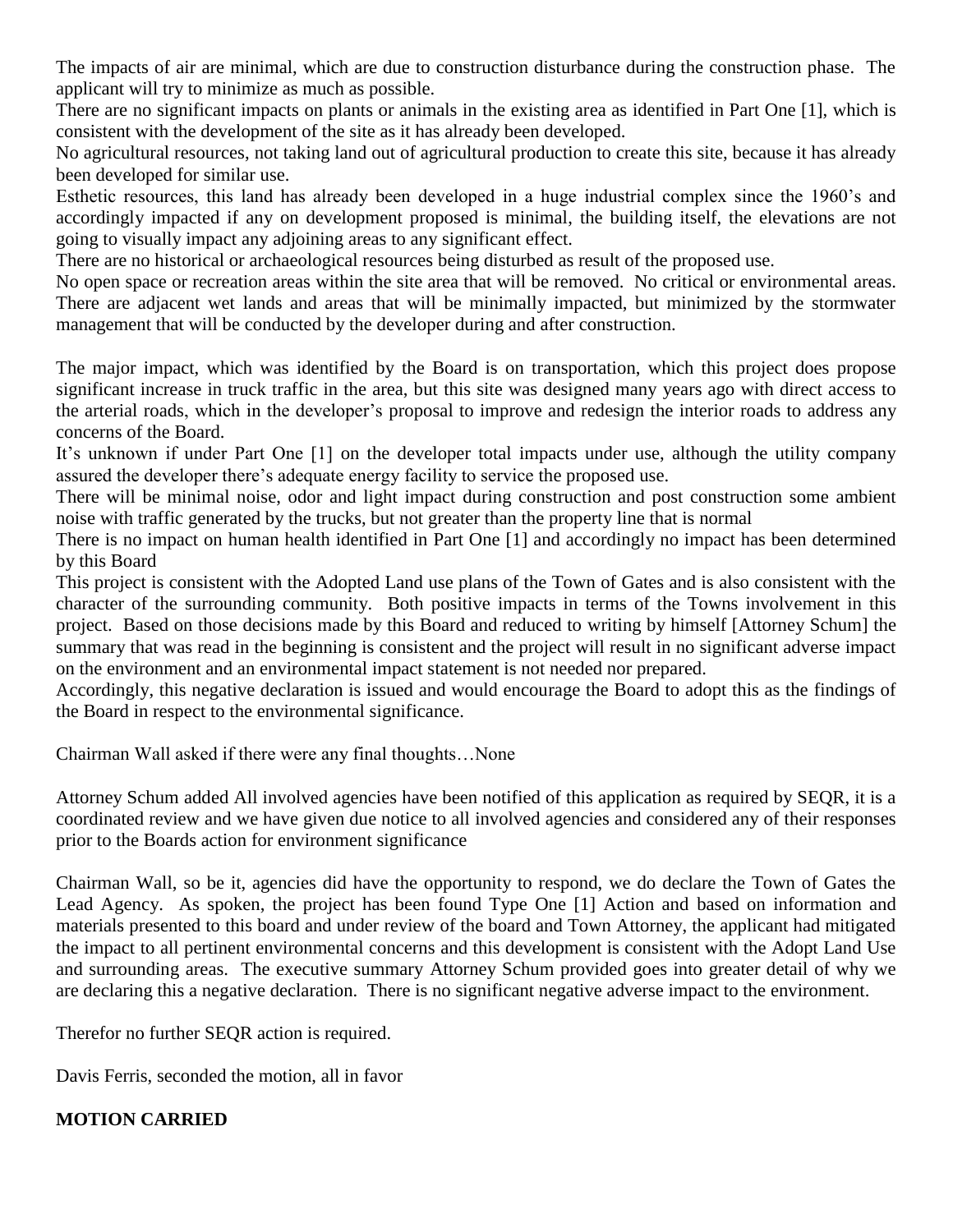The impacts of air are minimal, which are due to construction disturbance during the construction phase. The applicant will try to minimize as much as possible.

There are no significant impacts on plants or animals in the existing area as identified in Part One [1], which is consistent with the development of the site as it has already been developed.

No agricultural resources, not taking land out of agricultural production to create this site, because it has already been developed for similar use.

Esthetic resources, this land has already been developed in a huge industrial complex since the 1960's and accordingly impacted if any on development proposed is minimal, the building itself, the elevations are not going to visually impact any adjoining areas to any significant effect.

There are no historical or archaeological resources being disturbed as result of the proposed use.

No open space or recreation areas within the site area that will be removed. No critical or environmental areas. There are adjacent wet lands and areas that will be minimally impacted, but minimized by the stormwater management that will be conducted by the developer during and after construction.

The major impact, which was identified by the Board is on transportation, which this project does propose significant increase in truck traffic in the area, but this site was designed many years ago with direct access to the arterial roads, which in the developer's proposal to improve and redesign the interior roads to address any concerns of the Board.

It's unknown if under Part One [1] on the developer total impacts under use, although the utility company assured the developer there's adequate energy facility to service the proposed use.

There will be minimal noise, odor and light impact during construction and post construction some ambient noise with traffic generated by the trucks, but not greater than the property line that is normal

There is no impact on human health identified in Part One [1] and accordingly no impact has been determined by this Board

This project is consistent with the Adopted Land use plans of the Town of Gates and is also consistent with the character of the surrounding community. Both positive impacts in terms of the Towns involvement in this project. Based on those decisions made by this Board and reduced to writing by himself [Attorney Schum] the summary that was read in the beginning is consistent and the project will result in no significant adverse impact on the environment and an environmental impact statement is not needed nor prepared.

Accordingly, this negative declaration is issued and would encourage the Board to adopt this as the findings of the Board in respect to the environmental significance.

Chairman Wall asked if there were any final thoughts…None

Attorney Schum added All involved agencies have been notified of this application as required by SEQR, it is a coordinated review and we have given due notice to all involved agencies and considered any of their responses prior to the Boards action for environment significance

Chairman Wall, so be it, agencies did have the opportunity to respond, we do declare the Town of Gates the Lead Agency. As spoken, the project has been found Type One [1] Action and based on information and materials presented to this board and under review of the board and Town Attorney, the applicant had mitigated the impact to all pertinent environmental concerns and this development is consistent with the Adopt Land Use and surrounding areas. The executive summary Attorney Schum provided goes into greater detail of why we are declaring this a negative declaration. There is no significant negative adverse impact to the environment.

Therefor no further SEQR action is required.

Davis Ferris, seconded the motion, all in favor

**MOTION CARRIED**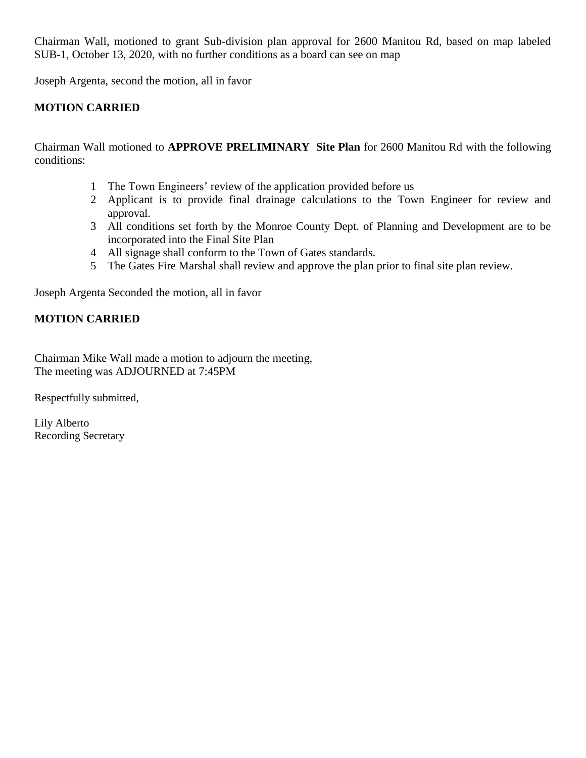Chairman Wall, motioned to grant Sub-division plan approval for 2600 Manitou Rd, based on map labeled SUB-1, October 13, 2020, with no further conditions as a board can see on map

Joseph Argenta, second the motion, all in favor

**MOTION CARRIED**

Chairman Wall motioned to **APPROVE PRELIMINARY Site Plan** for 2600 Manitou Rd with the following conditions:

1. The Town Engineers' review of the application provided before us
2. Applicant is to provide final drainage calculations to the Town Engineer for review and approval.
3. All conditions set forth by the Monroe County Dept. of Planning and Development are to be incorporated into the Final Site Plan
4. All signage shall conform to the Town of Gates standards.
5. The Gates Fire Marshal shall review and approve the plan prior to final site plan review.

Joseph Argenta Seconded the motion, all in favor

**MOTION CARRIED**

Chairman Mike Wall made a motion to adjourn the meeting,
The meeting was ADJOURNED at 7:45PM

Respectfully submitted,

Lily Alberto
Recording Secretary